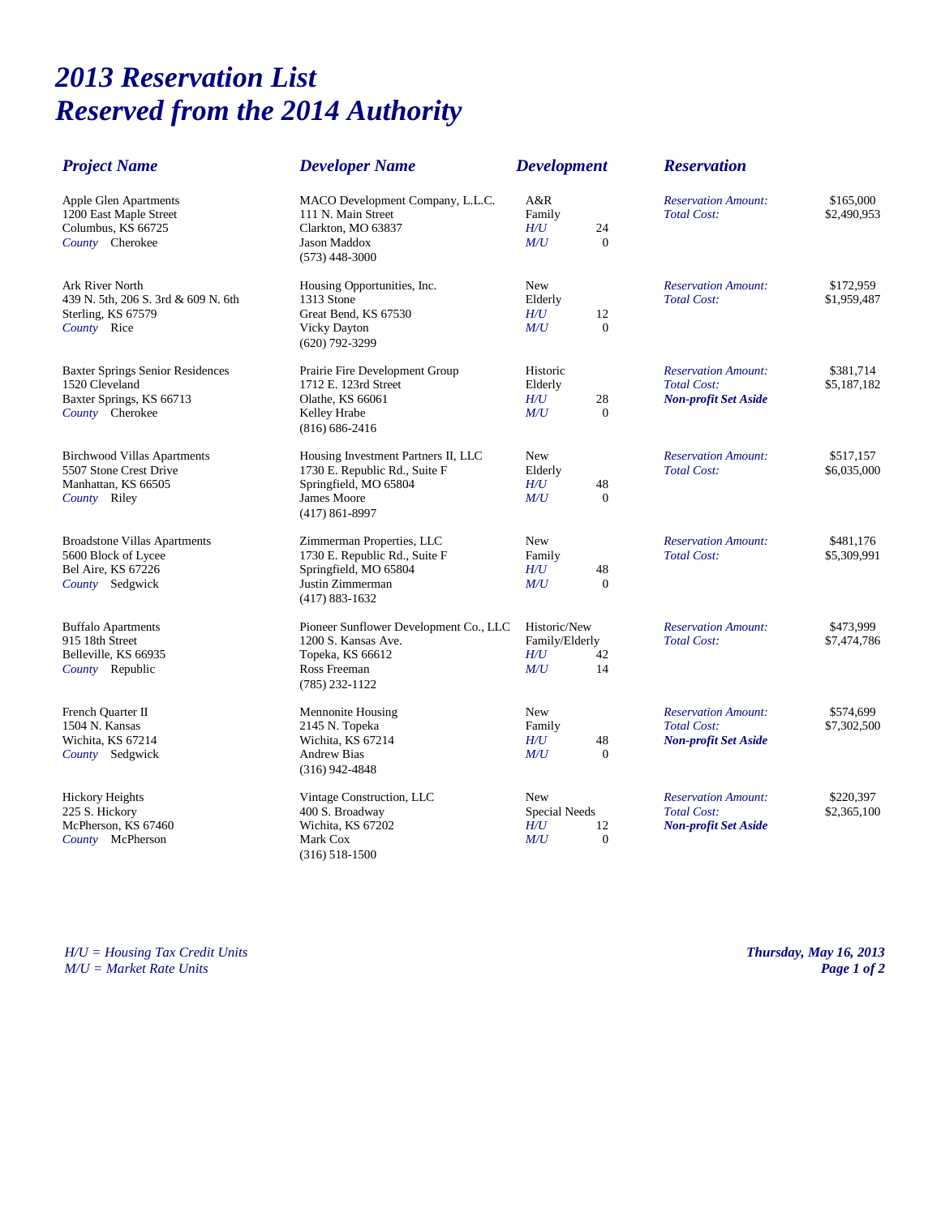# 2013 Reservation List
# Reserved from the 2014 Authority

| Project Name | Developer Name | Development | Reservation |
|---|---|---|---|
| Apple Glen Apartments<br>1200 East Maple Street<br>Columbus, KS 66725<br>*County* Cherokee | MACO Development Company, L.L.C.<br>111 N. Main Street<br>Clarkton, MO 63837<br>Jason Maddox<br>(573) 448-3000 | A&R<br>Family<br>*H/U* 24<br>*M/U* 0 | *Reservation Amount:* $165,000<br>*Total Cost:* $2,490,953 |
| Ark River North<br>439 N. 5th, 206 S. 3rd & 609 N. 6th<br>Sterling, KS 67579<br>*County* Rice | Housing Opportunities, Inc.<br>1313 Stone<br>Great Bend, KS 67530<br>Vicky Dayton<br>(620) 792-3299 | New<br>Elderly<br>*H/U* 12<br>*M/U* 0 | *Reservation Amount:* $172,959<br>*Total Cost:* $1,959,487 |
| Baxter Springs Senior Residences<br>1520 Cleveland<br>Baxter Springs, KS 66713<br>*County* Cherokee | Prairie Fire Development Group<br>1712 E. 123rd Street<br>Olathe, KS 66061<br>Kelley Hrabe<br>(816) 686-2416 | Historic<br>Elderly<br>*H/U* 28<br>*M/U* 0 | *Reservation Amount:* $381,714<br>*Total Cost:* $5,187,182<br>***Non-profit Set Aside*** |
| Birchwood Villas Apartments<br>5507 Stone Crest Drive<br>Manhattan, KS 66505<br>*County* Riley | Housing Investment Partners II, LLC<br>1730 E. Republic Rd., Suite F<br>Springfield, MO 65804<br>James Moore<br>(417) 861-8997 | New<br>Elderly<br>*H/U* 48<br>*M/U* 0 | *Reservation Amount:* $517,157<br>*Total Cost:* $6,035,000 |
| Broadstone Villas Apartments<br>5600 Block of Lycee<br>Bel Aire, KS 67226<br>*County* Sedgwick | Zimmerman Properties, LLC<br>1730 E. Republic Rd., Suite F<br>Springfield, MO 65804<br>Justin Zimmerman<br>(417) 883-1632 | New<br>Family<br>*H/U* 48<br>*M/U* 0 | *Reservation Amount:* $481,176<br>*Total Cost:* $5,309,991 |
| Buffalo Apartments<br>915 18th Street<br>Belleville, KS 66935<br>*County* Republic | Pioneer Sunflower Development Co., LLC<br>1200 S. Kansas Ave.<br>Topeka, KS 66612<br>Ross Freeman<br>(785) 232-1122 | Historic/New<br>Family/Elderly<br>*H/U* 42<br>*M/U* 14 | *Reservation Amount:* $473,999<br>*Total Cost:* $7,474,786 |
| French Quarter II<br>1504 N. Kansas<br>Wichita, KS 67214<br>*County* Sedgwick | Mennonite Housing<br>2145 N. Topeka<br>Wichita, KS 67214<br>Andrew Bias<br>(316) 942-4848 | New<br>Family<br>*H/U* 48<br>*M/U* 0 | *Reservation Amount:* $574,699<br>*Total Cost:* $7,302,500<br>***Non-profit Set Aside*** |
| Hickory Heights<br>225 S. Hickory<br>McPherson, KS 67460<br>*County* McPherson | Vintage Construction, LLC<br>400 S. Broadway<br>Wichita, KS 67202<br>Mark Cox<br>(316) 518-1500 | New<br>Special Needs<br>*H/U* 12<br>*M/U* 0 | *Reservation Amount:* $220,397<br>*Total Cost:* $2,365,100<br>***Non-profit Set Aside*** |

*H/U = Housing Tax Credit Units*
*M/U = Market Rate Units*

***Thursday, May 16, 2013***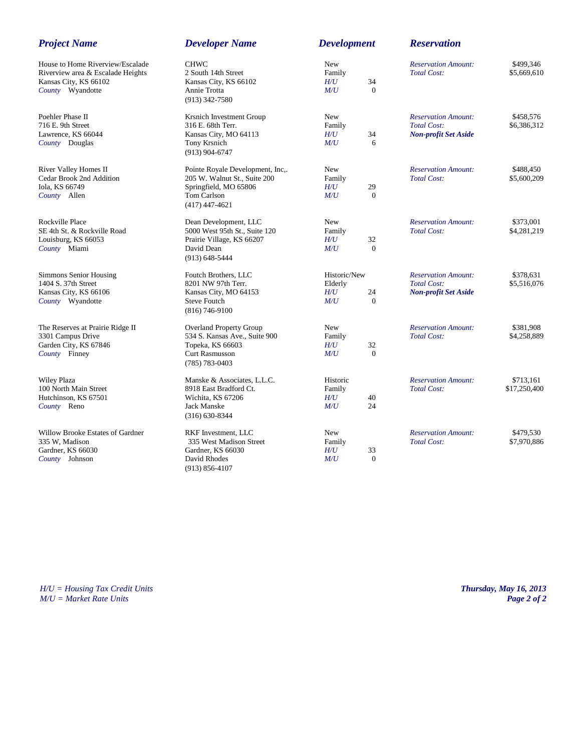| Project Name | Developer Name | Development | | Reservation | |
|---|---|---|---|---|---|
| House to Home Riverview/Escalade<br>Riverview area & Escalade Heights<br>Kansas City, KS 66102<br>*County* Wyandotte | CHWC<br>2 South 14th Street<br>Kansas City, KS 66102<br>Annie Trotta<br>(913) 342-7580 | New<br>Family<br>*H/U*<br>*M/U* | <br><br>34<br>0 | *Reservation Amount:*<br>*Total Cost:* | $499,346<br>$5,669,610 |
| Poehler Phase II<br>716 E. 9th Street<br>Lawrence, KS 66044<br>*County* Douglas | Krsnich Investment Group<br>316 E. 68th Terr.<br>Kansas City, MO 64113<br>Tony Krsnich<br>(913) 904-6747 | New<br>Family<br>*H/U*<br>*M/U* | <br><br>34<br>6 | *Reservation Amount:*<br>*Total Cost:*<br>***Non-profit Set Aside*** | $458,576<br>$6,386,312 |
| River Valley Homes II<br>Cedar Brook 2nd Addition<br>Iola, KS 66749<br>*County* Allen | Pointe Royale Development, Inc,.<br>205 W. Walnut St., Suite 200<br>Springfield, MO 65806<br>Tom Carlson<br>(417) 447-4621 | New<br>Family<br>*H/U*<br>*M/U* | <br><br>29<br>0 | *Reservation Amount:*<br>*Total Cost:* | $488,450<br>$5,600,209 |
| Rockville Place<br>SE 4th St. & Rockville Road<br>Louisburg, KS 66053<br>*County* Miami | Dean Development, LLC<br>5000 West 95th St., Suite 120<br>Prairie Village, KS 66207<br>David Dean<br>(913) 648-5444 | New<br>Family<br>*H/U*<br>*M/U* | <br><br>32<br>0 | *Reservation Amount:*<br>*Total Cost:* | $373,001<br>$4,281,219 |
| Simmons Senior Housing<br>1404 S. 37th Street<br>Kansas City, KS 66106<br>*County* Wyandotte | Foutch Brothers, LLC<br>8201 NW 97th Terr.<br>Kansas City, MO 64153<br>Steve Foutch<br>(816) 746-9100 | Historic/New<br>Elderly<br>*H/U*<br>*M/U* | <br><br>24<br>0 | *Reservation Amount:*<br>*Total Cost:*<br>***Non-profit Set Aside*** | $378,631<br>$5,516,076 |
| The Reserves at Prairie Ridge II<br>3301 Campus Drive<br>Garden City, KS 67846<br>*County* Finney | Overland Property Group<br>534 S. Kansas Ave., Suite 900<br>Topeka, KS 66603<br>Curt Rasmusson<br>(785) 783-0403 | New<br>Family<br>*H/U*<br>*M/U* | <br><br>32<br>0 | *Reservation Amount:*<br>*Total Cost:* | $381,908<br>$4,258,889 |
| Wiley Plaza<br>100 North Main Street<br>Hutchinson, KS 67501<br>*County* Reno | Manske & Associates, L.L.C.<br>8918 East Bradford Ct.<br>Wichita, KS 67206<br>Jack Manske<br>(316) 630-8344 | Historic<br>Family<br>*H/U*<br>*M/U* | <br><br>40<br>24 | *Reservation Amount:*<br>*Total Cost:* | $713,161<br>$17,250,400 |
| Willow Brooke Estates of Gardner<br>335 W, Madison<br>Gardner, KS 66030<br>*County* Johnson | RKF Investment, LLC<br>335 West Madison Street<br>Gardner, KS 66030<br>David Rhodes<br>(913) 856-4107 | New<br>Family<br>*H/U*<br>*M/U* | <br><br>33<br>0 | *Reservation Amount:*<br>*Total Cost:* | $479,530<br>$7,970,886 |

*H/U = Housing Tax Credit Units*
*M/U = Market Rate Units*

***Thursday, May 16, 2013***